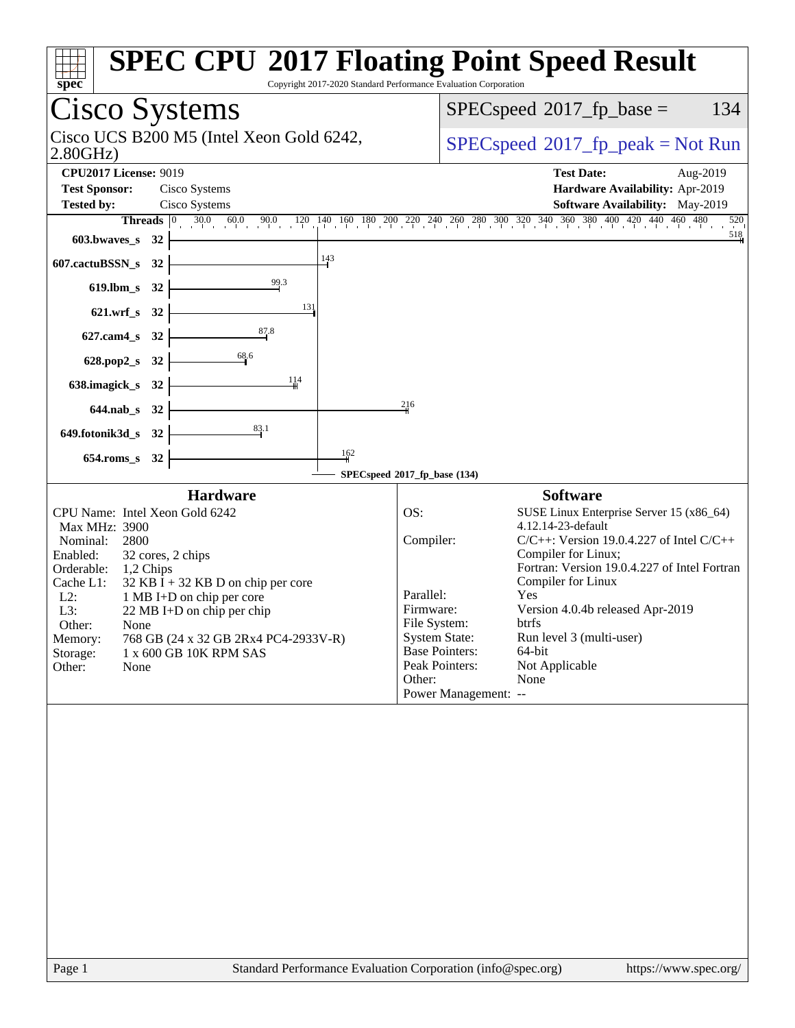# SPEC CPU 2017 Floating Point Speed Result

Copyright 2017-2020 Standard Performance Evaluation Corporation

## Cisco Systems

Cisco UCS B200 M5 (Intel Xeon Gold 6242, 2.80GHz)

SPECspeed 2017_fp_base = 134

SPECspeed 2017_fp_peak = Not Run

**CPU2017 License:** 9019
**Test Sponsor:** Cisco Systems
**Tested by:** Cisco Systems

**Test Date:** Aug-2019
**Hardware Availability:** Apr-2019
**Software Availability:** May-2019

| Benchmark | Threads | Base Ratio |
|---|---|---|
| 603.bwaves_s | 32 | 518 |
| 607.cactuBSSN_s | 32 | 143 |
| 619.lbm_s | 32 | 99.3 |
| 621.wrf_s | 32 | 131 |
| 627.cam4_s | 32 | 87.8 |
| 628.pop2_s | 32 | 68.6 |
| 638.imagick_s | 32 | 114 |
| 644.nab_s | 32 | 216 |
| 649.fotonik3d_s | 32 | 83.1 |
| 654.roms_s | 32 | 162 |

SPECspeed 2017_fp_base (134)

### Hardware

CPU Name: Intel Xeon Gold 6242
Max MHz: 3900
Nominal: 2800
Enabled: 32 cores, 2 chips
Orderable: 1,2 Chips
Cache L1: 32 KB I + 32 KB D on chip per core
L2: 1 MB I+D on chip per core
L3: 22 MB I+D on chip per chip
Other: None
Memory: 768 GB (24 x 32 GB 2Rx4 PC4-2933V-R)
Storage: 1 x 600 GB 10K RPM SAS
Other: None

### Software

OS: SUSE Linux Enterprise Server 15 (x86_64) 4.12.14-23-default
Compiler: C/C++: Version 19.0.4.227 of Intel C/C++ Compiler for Linux; Fortran: Version 19.0.4.227 of Intel Fortran Compiler for Linux
Parallel: Yes
Firmware: Version 4.0.4b released Apr-2019
File System: btrfs
System State: Run level 3 (multi-user)
Base Pointers: 64-bit
Peak Pointers: Not Applicable
Other: None
Power Management: --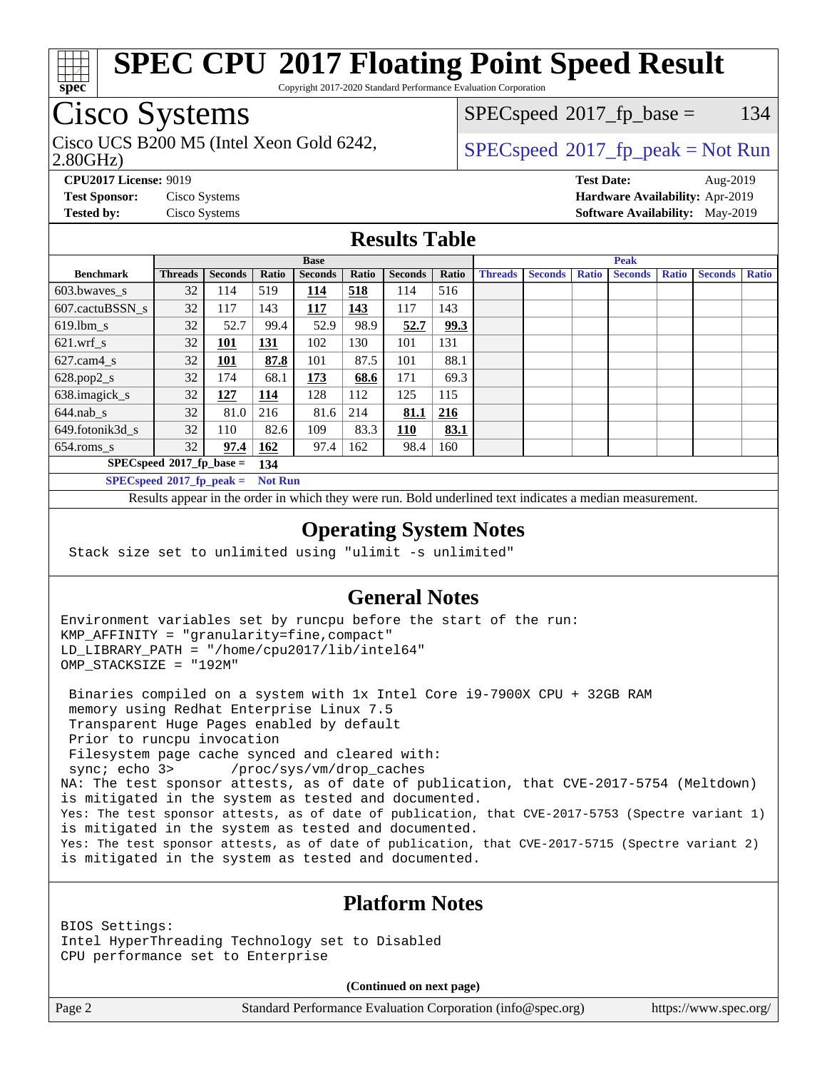# SPEC CPU 2017 Floating Point Speed Result

Copyright 2017-2020 Standard Performance Evaluation Corporation

## Cisco Systems

Cisco UCS B200 M5 (Intel Xeon Gold 6242, 2.80GHz)

SPECspeed 2017_fp_base = 134

SPECspeed 2017_fp_peak = Not Run

**CPU2017 License:** 9019
**Test Sponsor:** Cisco Systems
**Tested by:** Cisco Systems

**Test Date:** Aug-2019
**Hardware Availability:** Apr-2019
**Software Availability:** May-2019

## Results Table

| | Base | | | | | | | Peak | | | | | | |
|---|---|---|---|---|---|---|---|---|---|---|---|---|---|---|
| **Benchmark** | **Threads** | **Seconds** | **Ratio** | **Seconds** | **Ratio** | **Seconds** | **Ratio** | **Threads** | **Seconds** | **Ratio** | **Seconds** | **Ratio** | **Seconds** | **Ratio** |
| 603.bwaves_s | 32 | 114 | 519 | **114** | **518** | 114 | 516 | | | | | | | |
| 607.cactuBSSN_s | 32 | 117 | 143 | **117** | **143** | 117 | 143 | | | | | | | |
| 619.lbm_s | 32 | 52.7 | 99.4 | 52.9 | 98.9 | **52.7** | **99.3** | | | | | | | |
| 621.wrf_s | 32 | **101** | **131** | 102 | 130 | 101 | 131 | | | | | | | |
| 627.cam4_s | 32 | **101** | **87.8** | 101 | 87.5 | 101 | 88.1 | | | | | | | |
| 628.pop2_s | 32 | 174 | 68.1 | **173** | **68.6** | 171 | 69.3 | | | | | | | |
| 638.imagick_s | 32 | **127** | **114** | 128 | 112 | 125 | 115 | | | | | | | |
| 644.nab_s | 32 | 81.0 | 216 | 81.6 | 214 | **81.1** | **216** | | | | | | | |
| 649.fotonik3d_s | 32 | 110 | 82.6 | 109 | 83.3 | **110** | **83.1** | | | | | | | |
| 654.roms_s | 32 | **97.4** | **162** | 97.4 | 162 | 98.4 | 160 | | | | | | | |

**SPECspeed 2017_fp_base = 134**

**SPECspeed 2017_fp_peak = Not Run**

Results appear in the order in which they were run. Bold underlined text indicates a median measurement.

## Operating System Notes

```
Stack size set to unlimited using "ulimit -s unlimited"
```

## General Notes

```
Environment variables set by runcpu before the start of the run:
KMP_AFFINITY = "granularity=fine,compact"
LD_LIBRARY_PATH = "/home/cpu2017/lib/intel64"
OMP_STACKSIZE = "192M"

 Binaries compiled on a system with 1x Intel Core i9-7900X CPU + 32GB RAM
 memory using Redhat Enterprise Linux 7.5
 Transparent Huge Pages enabled by default
 Prior to runcpu invocation
 Filesystem page cache synced and cleared with:
 sync; echo 3>       /proc/sys/vm/drop_caches
NA: The test sponsor attests, as of date of publication, that CVE-2017-5754 (Meltdown)
is mitigated in the system as tested and documented.
Yes: The test sponsor attests, as of date of publication, that CVE-2017-5753 (Spectre variant 1)
is mitigated in the system as tested and documented.
Yes: The test sponsor attests, as of date of publication, that CVE-2017-5715 (Spectre variant 2)
is mitigated in the system as tested and documented.
```

## Platform Notes

```
BIOS Settings:
Intel HyperThreading Technology set to Disabled
CPU performance set to Enterprise
```

**(Continued on next page)**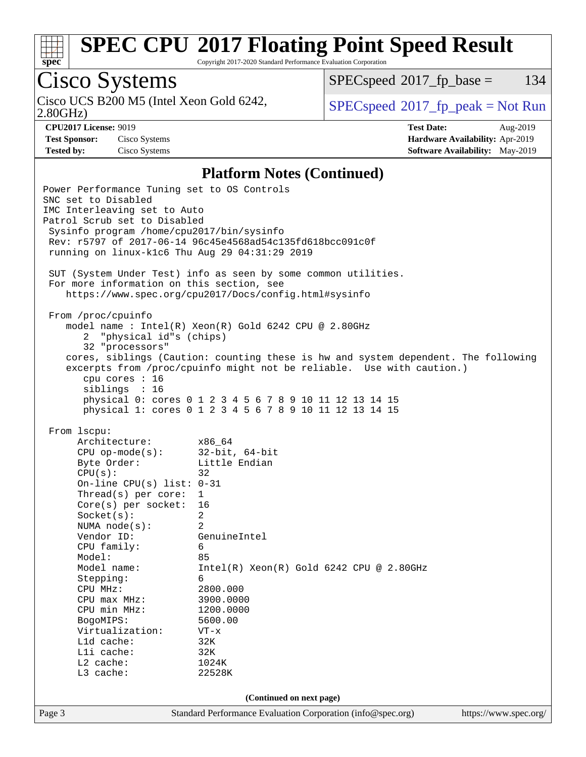# SPEC CPU 2017 Floating Point Speed Result

Copyright 2017-2020 Standard Performance Evaluation Corporation

## Cisco Systems

Cisco UCS B200 M5 (Intel Xeon Gold 6242, 2.80GHz)

SPECspeed 2017_fp_base = 134

SPECspeed 2017_fp_peak = Not Run

**CPU2017 License:** 9019
**Test Sponsor:** Cisco Systems
**Tested by:** Cisco Systems

**Test Date:** Aug-2019
**Hardware Availability:** Apr-2019
**Software Availability:** May-2019

### Platform Notes (Continued)

```
Power Performance Tuning set to OS Controls
SNC set to Disabled
IMC Interleaving set to Auto
Patrol Scrub set to Disabled
 Sysinfo program /home/cpu2017/bin/sysinfo
 Rev: r5797 of 2017-06-14 96c45e4568ad54c135fd618bcc091c0f
 running on linux-k1c6 Thu Aug 29 04:31:29 2019

 SUT (System Under Test) info as seen by some common utilities.
 For more information on this section, see
    https://www.spec.org/cpu2017/Docs/config.html#sysinfo

 From /proc/cpuinfo
    model name : Intel(R) Xeon(R) Gold 6242 CPU @ 2.80GHz
       2  "physical id"s (chips)
       32 "processors"
    cores, siblings (Caution: counting these is hw and system dependent. The following
    excerpts from /proc/cpuinfo might not be reliable.  Use with caution.)
       cpu cores : 16
       siblings  : 16
       physical 0: cores 0 1 2 3 4 5 6 7 8 9 10 11 12 13 14 15
       physical 1: cores 0 1 2 3 4 5 6 7 8 9 10 11 12 13 14 15

 From lscpu:
      Architecture:        x86_64
      CPU op-mode(s):      32-bit, 64-bit
      Byte Order:          Little Endian
      CPU(s):              32
      On-line CPU(s) list: 0-31
      Thread(s) per core:  1
      Core(s) per socket:  16
      Socket(s):           2
      NUMA node(s):        2
      Vendor ID:           GenuineIntel
      CPU family:          6
      Model:               85
      Model name:          Intel(R) Xeon(R) Gold 6242 CPU @ 2.80GHz
      Stepping:            6
      CPU MHz:             2800.000
      CPU max MHz:         3900.0000
      CPU min MHz:         1200.0000
      BogoMIPS:            5600.00
      Virtualization:      VT-x
      L1d cache:           32K
      L1i cache:           32K
      L2 cache:            1024K
      L3 cache:            22528K
```

(Continued on next page)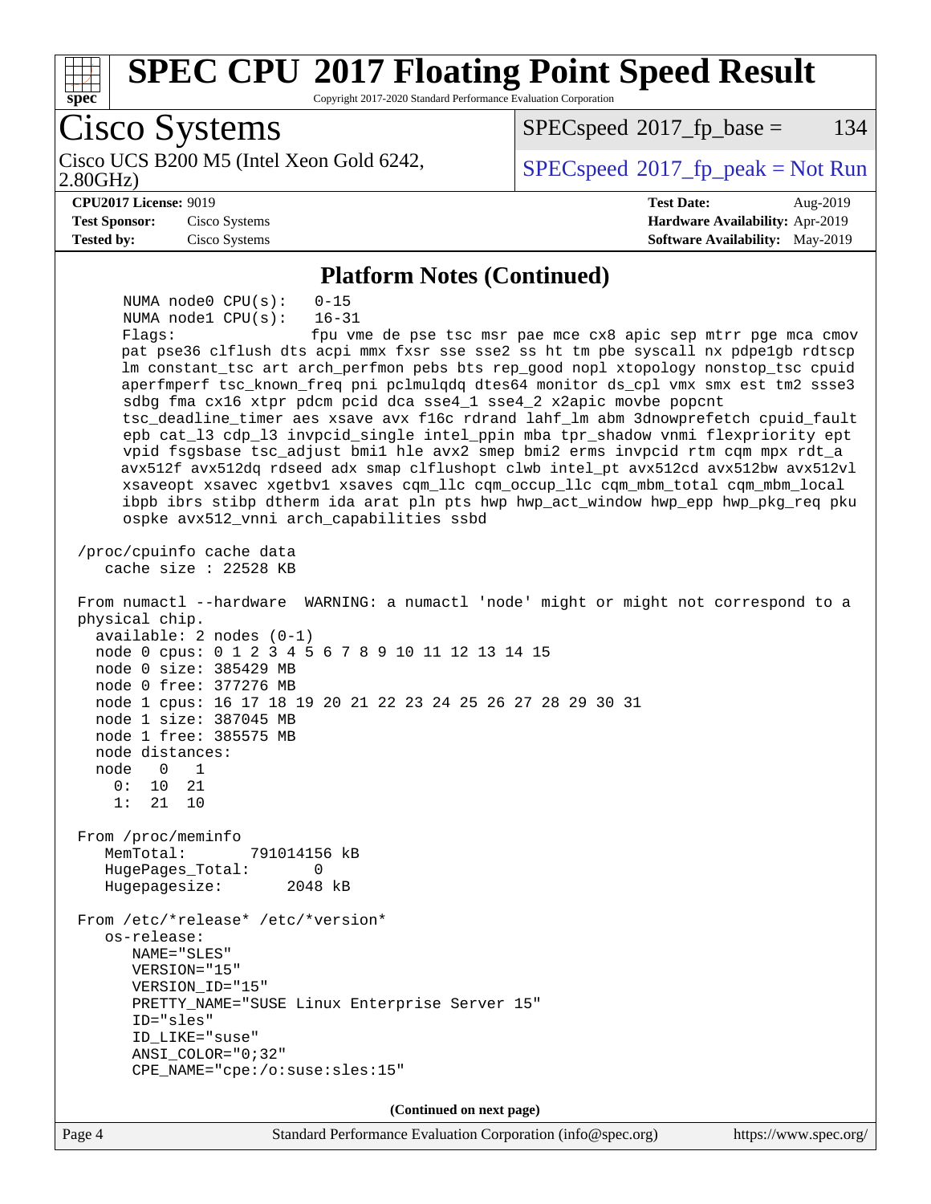## Platform Notes (Continued)

```
      NUMA node0 CPU(s):   0-15
      NUMA node1 CPU(s):   16-31
      Flags:               fpu vme de pse tsc msr pae mce cx8 apic sep mtrr pge mca cmov
      pat pse36 clflush dts acpi mmx fxsr sse sse2 ss ht tm pbe syscall nx pdpe1gb rdtscp
      lm constant_tsc art arch_perfmon pebs bts rep_good nopl xtopology nonstop_tsc cpuid
      aperfmperf tsc_known_freq pni pclmulqdq dtes64 monitor ds_cpl vmx smx est tm2 ssse3
      sdbg fma cx16 xtpr pdcm pcid dca sse4_1 sse4_2 x2apic movbe popcnt
      tsc_deadline_timer aes xsave avx f16c rdrand lahf_lm abm 3dnowprefetch cpuid_fault
      epb cat_l3 cdp_l3 invpcid_single intel_ppin mba tpr_shadow vnmi flexpriority ept
      vpid fsgsbase tsc_adjust bmi1 hle avx2 smep bmi2 erms invpcid rtm cqm mpx rdt_a
      avx512f avx512dq rdseed adx smap clflushopt clwb intel_pt avx512cd avx512bw avx512vl
      xsaveopt xsavec xgetbv1 xsaves cqm_llc cqm_occup_llc cqm_mbm_total cqm_mbm_local
      ibpb ibrs stibp dtherm ida arat pln pts hwp hwp_act_window hwp_epp hwp_pkg_req pku
      ospke avx512_vnni arch_capabilities ssbd

 /proc/cpuinfo cache data
    cache size : 22528 KB

 From numactl --hardware  WARNING: a numactl 'node' might or might not correspond to a
 physical chip.
   available: 2 nodes (0-1)
   node 0 cpus: 0 1 2 3 4 5 6 7 8 9 10 11 12 13 14 15
   node 0 size: 385429 MB
   node 0 free: 377276 MB
   node 1 cpus: 16 17 18 19 20 21 22 23 24 25 26 27 28 29 30 31
   node 1 size: 387045 MB
   node 1 free: 385575 MB
   node distances:
   node   0   1
     0:  10  21
     1:  21  10

 From /proc/meminfo
    MemTotal:       791014156 kB
    HugePages_Total:       0
    Hugepagesize:       2048 kB

 From /etc/*release* /etc/*version*
    os-release:
       NAME="SLES"
       VERSION="15"
       VERSION_ID="15"
       PRETTY_NAME="SUSE Linux Enterprise Server 15"
       ID="sles"
       ID_LIKE="suse"
       ANSI_COLOR="0;32"
       CPE_NAME="cpe:/o:suse:sles:15"
```

(Continued on next page)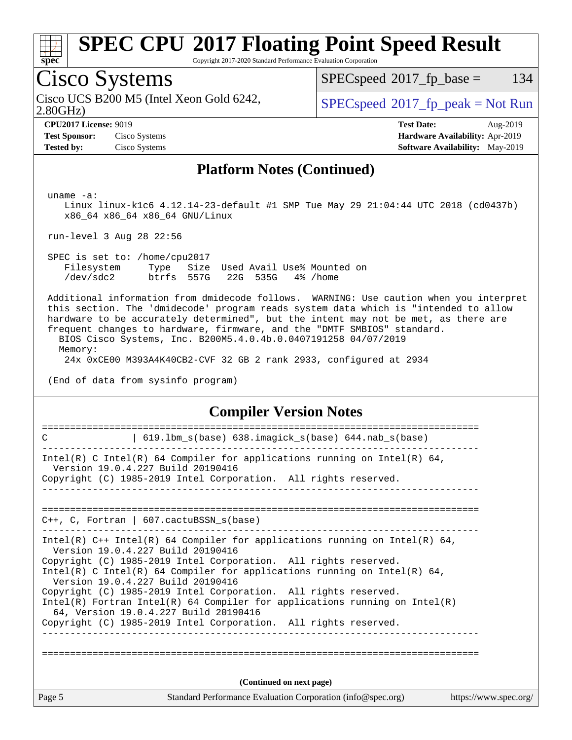## Platform Notes (Continued)

```
uname -a:
   Linux linux-k1c6 4.12.14-23-default #1 SMP Tue May 29 21:04:44 UTC 2018 (cd0437b)
   x86_64 x86_64 x86_64 GNU/Linux

run-level 3 Aug 28 22:56

SPEC is set to: /home/cpu2017
   Filesystem     Type   Size  Used Avail Use% Mounted on
   /dev/sdc2      btrfs  557G   22G  535G   4% /home

Additional information from dmidecode follows.  WARNING: Use caution when you interpret
this section. The 'dmidecode' program reads system data which is "intended to allow
hardware to be accurately determined", but the intent may not be met, as there are
frequent changes to hardware, firmware, and the "DMTF SMBIOS" standard.
  BIOS Cisco Systems, Inc. B200M5.4.0.4b.0.0407191258 04/07/2019
  Memory:
   24x 0xCE00 M393A4K40CB2-CVF 32 GB 2 rank 2933, configured at 2934

(End of data from sysinfo program)
```

## Compiler Version Notes

```
==============================================================================
C               | 619.lbm_s(base) 638.imagick_s(base) 644.nab_s(base)
------------------------------------------------------------------------------
Intel(R) C Intel(R) 64 Compiler for applications running on Intel(R) 64,
  Version 19.0.4.227 Build 20190416
Copyright (C) 1985-2019 Intel Corporation.  All rights reserved.
------------------------------------------------------------------------------

==============================================================================
C++, C, Fortran | 607.cactuBSSN_s(base)
------------------------------------------------------------------------------
Intel(R) C++ Intel(R) 64 Compiler for applications running on Intel(R) 64,
  Version 19.0.4.227 Build 20190416
Copyright (C) 1985-2019 Intel Corporation.  All rights reserved.
Intel(R) C Intel(R) 64 Compiler for applications running on Intel(R) 64,
  Version 19.0.4.227 Build 20190416
Copyright (C) 1985-2019 Intel Corporation.  All rights reserved.
Intel(R) Fortran Intel(R) 64 Compiler for applications running on Intel(R)
  64, Version 19.0.4.227 Build 20190416
Copyright (C) 1985-2019 Intel Corporation.  All rights reserved.
------------------------------------------------------------------------------

==============================================================================
```

(Continued on next page)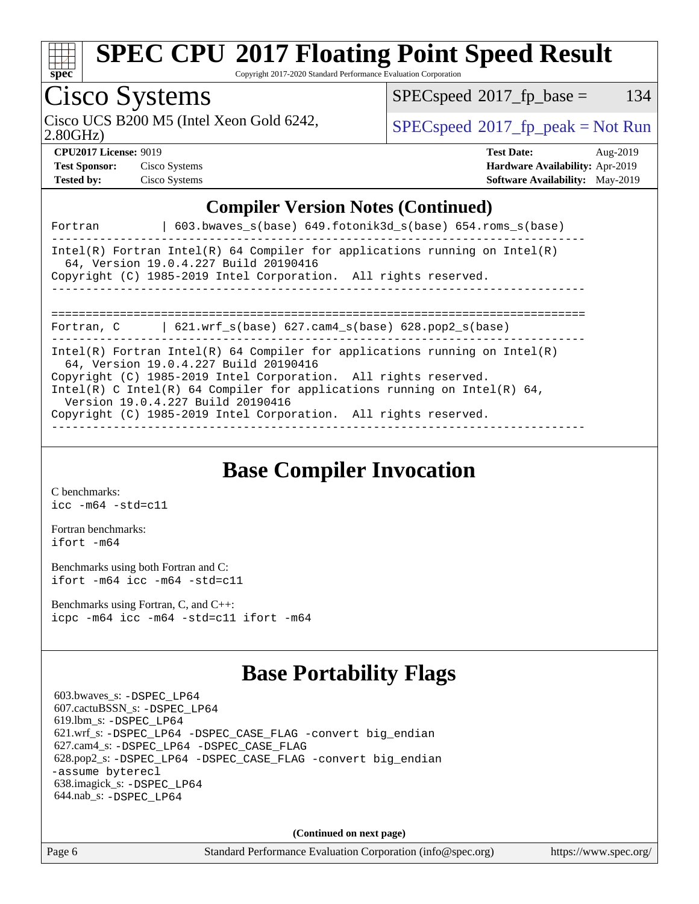# SPEC CPU 2017 Floating Point Speed Result

Copyright 2017-2020 Standard Performance Evaluation Corporation

## Cisco Systems

Cisco UCS B200 M5 (Intel Xeon Gold 6242, 2.80GHz)

SPECspeed 2017_fp_base = 134

SPECspeed 2017_fp_peak = Not Run

**CPU2017 License:** 9019
**Test Sponsor:** Cisco Systems
**Tested by:** Cisco Systems

**Test Date:** Aug-2019
**Hardware Availability:** Apr-2019
**Software Availability:** May-2019

## Compiler Version Notes (Continued)

```
Fortran         | 603.bwaves_s(base) 649.fotonik3d_s(base) 654.roms_s(base)
------------------------------------------------------------------------------
Intel(R) Fortran Intel(R) 64 Compiler for applications running on Intel(R)
  64, Version 19.0.4.227 Build 20190416
Copyright (C) 1985-2019 Intel Corporation.  All rights reserved.
------------------------------------------------------------------------------

==============================================================================
Fortran, C      | 621.wrf_s(base) 627.cam4_s(base) 628.pop2_s(base)
------------------------------------------------------------------------------
Intel(R) Fortran Intel(R) 64 Compiler for applications running on Intel(R)
  64, Version 19.0.4.227 Build 20190416
Copyright (C) 1985-2019 Intel Corporation.  All rights reserved.
Intel(R) C Intel(R) 64 Compiler for applications running on Intel(R) 64,
  Version 19.0.4.227 Build 20190416
Copyright (C) 1985-2019 Intel Corporation.  All rights reserved.
------------------------------------------------------------------------------
```

## Base Compiler Invocation

C benchmarks:
`icc -m64 -std=c11`

Fortran benchmarks:
`ifort -m64`

Benchmarks using both Fortran and C:
`ifort -m64 icc -m64 -std=c11`

Benchmarks using Fortran, C, and C++:
`icpc -m64 icc -m64 -std=c11 ifort -m64`

## Base Portability Flags

603.bwaves_s: `-DSPEC_LP64`
607.cactuBSSN_s: `-DSPEC_LP64`
619.lbm_s: `-DSPEC_LP64`
621.wrf_s: `-DSPEC_LP64 -DSPEC_CASE_FLAG -convert big_endian`
627.cam4_s: `-DSPEC_LP64 -DSPEC_CASE_FLAG`
628.pop2_s: `-DSPEC_LP64 -DSPEC_CASE_FLAG -convert big_endian -assume byterecl`
638.imagick_s: `-DSPEC_LP64`
644.nab_s: `-DSPEC_LP64`

**(Continued on next page)**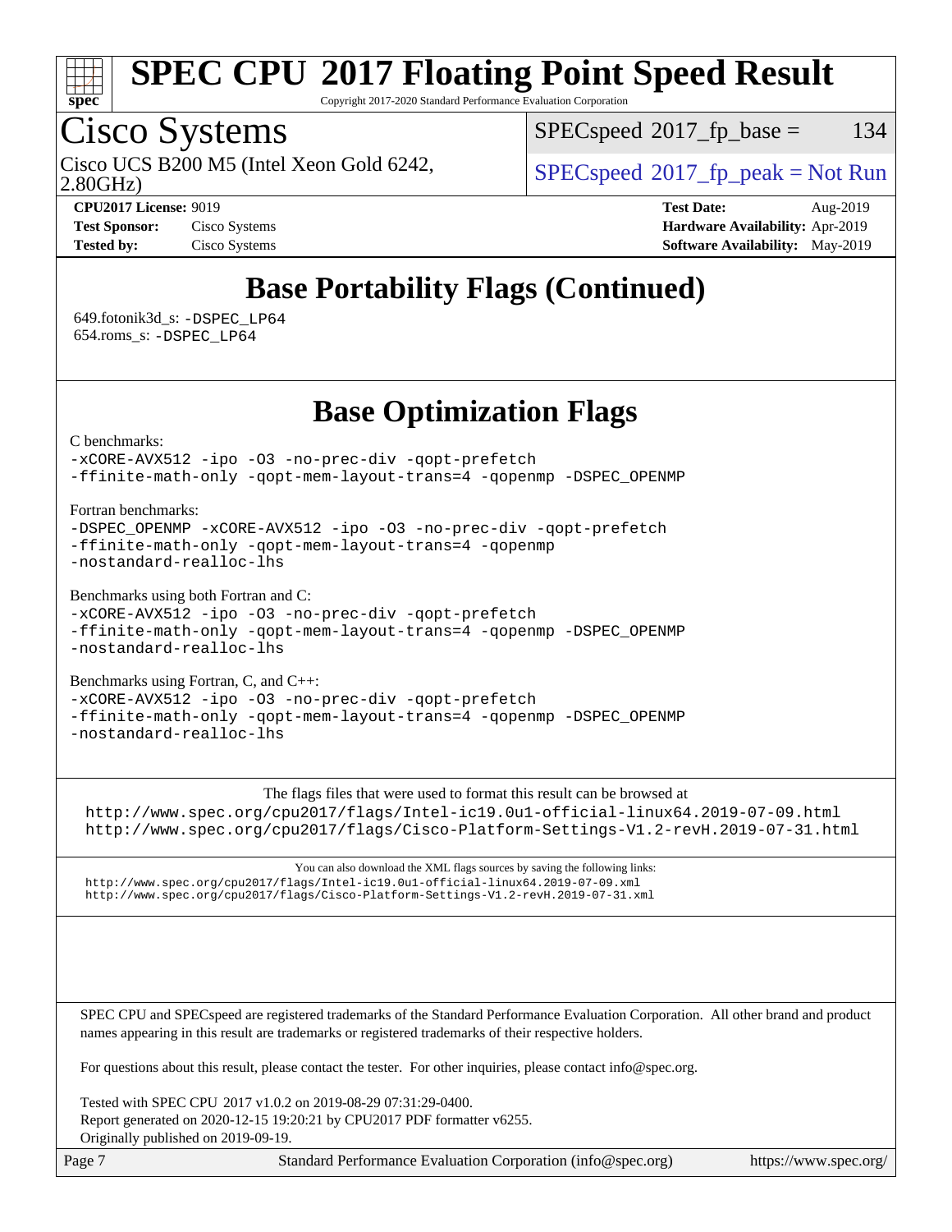## Base Portability Flags (Continued)

649.fotonik3d_s: -DSPEC_LP64
654.roms_s: -DSPEC_LP64

## Base Optimization Flags

C benchmarks:
-xCORE-AVX512 -ipo -O3 -no-prec-div -qopt-prefetch
-ffinite-math-only -qopt-mem-layout-trans=4 -qopenmp -DSPEC_OPENMP

Fortran benchmarks:
-DSPEC_OPENMP -xCORE-AVX512 -ipo -O3 -no-prec-div -qopt-prefetch
-ffinite-math-only -qopt-mem-layout-trans=4 -qopenmp
-nostandard-realloc-lhs

Benchmarks using both Fortran and C:
-xCORE-AVX512 -ipo -O3 -no-prec-div -qopt-prefetch
-ffinite-math-only -qopt-mem-layout-trans=4 -qopenmp -DSPEC_OPENMP
-nostandard-realloc-lhs

Benchmarks using Fortran, C, and C++:
-xCORE-AVX512 -ipo -O3 -no-prec-div -qopt-prefetch
-ffinite-math-only -qopt-mem-layout-trans=4 -qopenmp -DSPEC_OPENMP
-nostandard-realloc-lhs

The flags files that were used to format this result can be browsed at
http://www.spec.org/cpu2017/flags/Intel-ic19.0u1-official-linux64.2019-07-09.html
http://www.spec.org/cpu2017/flags/Cisco-Platform-Settings-V1.2-revH.2019-07-31.html

You can also download the XML flags sources by saving the following links:
http://www.spec.org/cpu2017/flags/Intel-ic19.0u1-official-linux64.2019-07-09.xml
http://www.spec.org/cpu2017/flags/Cisco-Platform-Settings-V1.2-revH.2019-07-31.xml

SPEC CPU and SPECspeed are registered trademarks of the Standard Performance Evaluation Corporation. All other brand and product names appearing in this result are trademarks or registered trademarks of their respective holders.

For questions about this result, please contact the tester. For other inquiries, please contact info@spec.org.

Tested with SPEC CPU 2017 v1.0.2 on 2019-08-29 07:31:29-0400.
Report generated on 2020-12-15 19:20:21 by CPU2017 PDF formatter v6255.
Originally published on 2019-09-19.